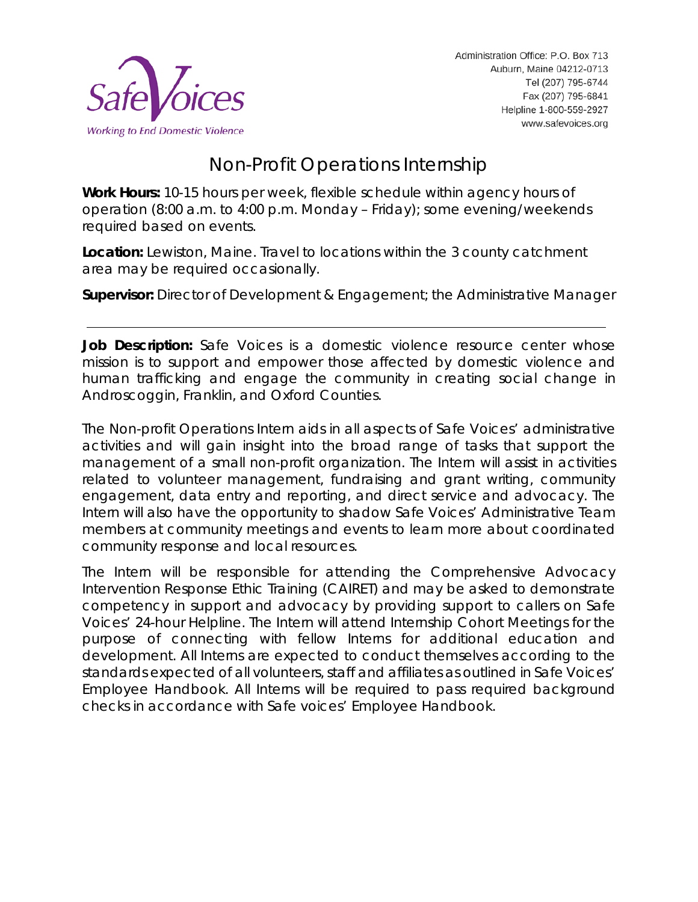Safe Voices
*Working to End Domestic Violence*

Administration Office: P.O. Box 713
Auburn, Maine 04212-0713
Tel (207) 795-6744
Fax (207) 795-6841
Helpline 1-800-559-2927
www.safevoices.org

# Non-Profit Operations Internship

**Work Hours:** 10-15 hours per week, flexible schedule within agency hours of operation (8:00 a.m. to 4:00 p.m. Monday – Friday); some evening/weekends required based on events.

**Location:** Lewiston, Maine. Travel to locations within the 3 county catchment area may be required occasionally.

**Supervisor:** Director of Development & Engagement; the Administrative Manager

---

**Job Description:** Safe Voices is a domestic violence resource center whose mission is to support and empower those affected by domestic violence and human trafficking and engage the community in creating social change in Androscoggin, Franklin, and Oxford Counties.

The Non-profit Operations Intern aids in all aspects of Safe Voices' administrative activities and will gain insight into the broad range of tasks that support the management of a small non-profit organization. The Intern will assist in activities related to volunteer management, fundraising and grant writing, community engagement, data entry and reporting, and direct service and advocacy. The Intern will also have the opportunity to shadow Safe Voices' Administrative Team members at community meetings and events to learn more about coordinated community response and local resources.

The Intern will be responsible for attending the Comprehensive Advocacy Intervention Response Ethic Training (CAIRET) and may be asked to demonstrate competency in support and advocacy by providing support to callers on Safe Voices' 24-hour Helpline. The Intern will attend Internship Cohort Meetings for the purpose of connecting with fellow Interns for additional education and development. All Interns are expected to conduct themselves according to the standards expected of all volunteers, staff and affiliates as outlined in Safe Voices' Employee Handbook. All Interns will be required to pass required background checks in accordance with Safe voices' Employee Handbook.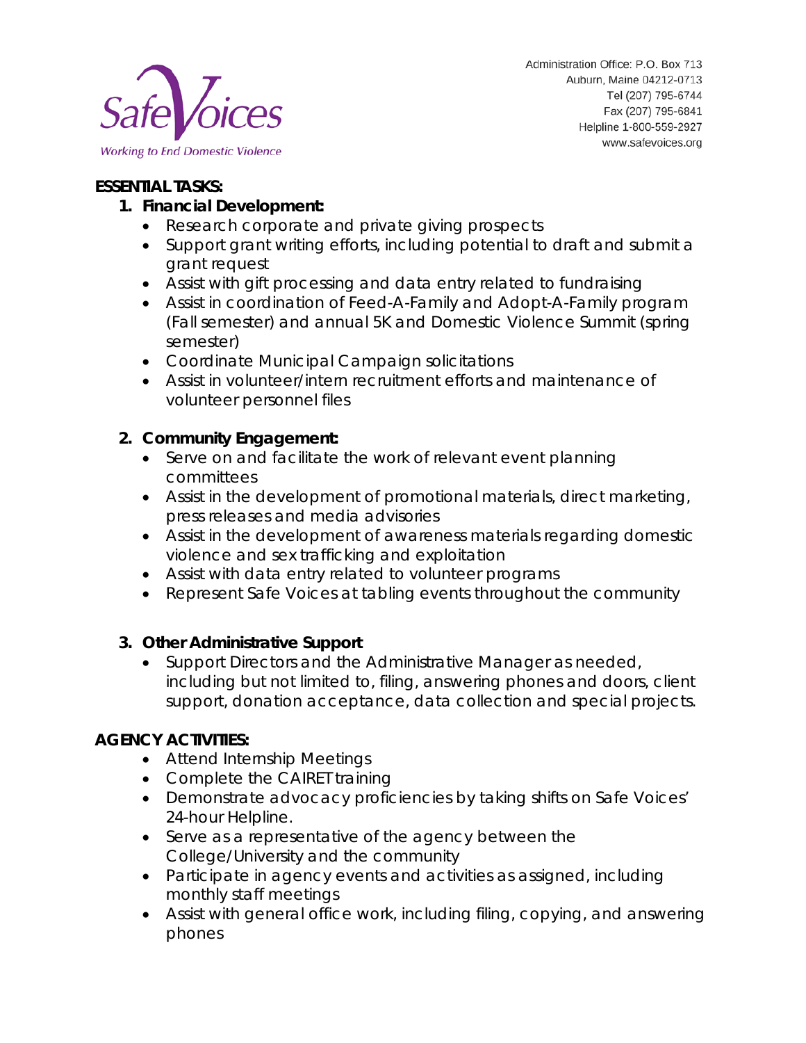**ESSENTIAL TASKS:**

1. **Financial Development:**
   - Research corporate and private giving prospects
   - Support grant writing efforts, including potential to draft and submit a grant request
   - Assist with gift processing and data entry related to fundraising
   - Assist in coordination of Feed-A-Family and Adopt-A-Family program (Fall semester) and annual 5K and Domestic Violence Summit (spring semester)
   - Coordinate Municipal Campaign solicitations
   - Assist in volunteer/intern recruitment efforts and maintenance of volunteer personnel files

2. **Community Engagement:**
   - Serve on and facilitate the work of relevant event planning committees
   - Assist in the development of promotional materials, direct marketing, press releases and media advisories
   - Assist in the development of awareness materials regarding domestic violence and sex trafficking and exploitation
   - Assist with data entry related to volunteer programs
   - Represent Safe Voices at tabling events throughout the community

3. **Other Administrative Support**
   - Support Directors and the Administrative Manager as needed, including but not limited to, filing, answering phones and doors, client support, donation acceptance, data collection and special projects.

**AGENCY ACTIVITIES:**

- Attend Internship Meetings
- Complete the CAIRET training
- Demonstrate advocacy proficiencies by taking shifts on Safe Voices' 24-hour Helpline.
- Serve as a representative of the agency between the College/University and the community
- Participate in agency events and activities as assigned, including monthly staff meetings
- Assist with general office work, including filing, copying, and answering phones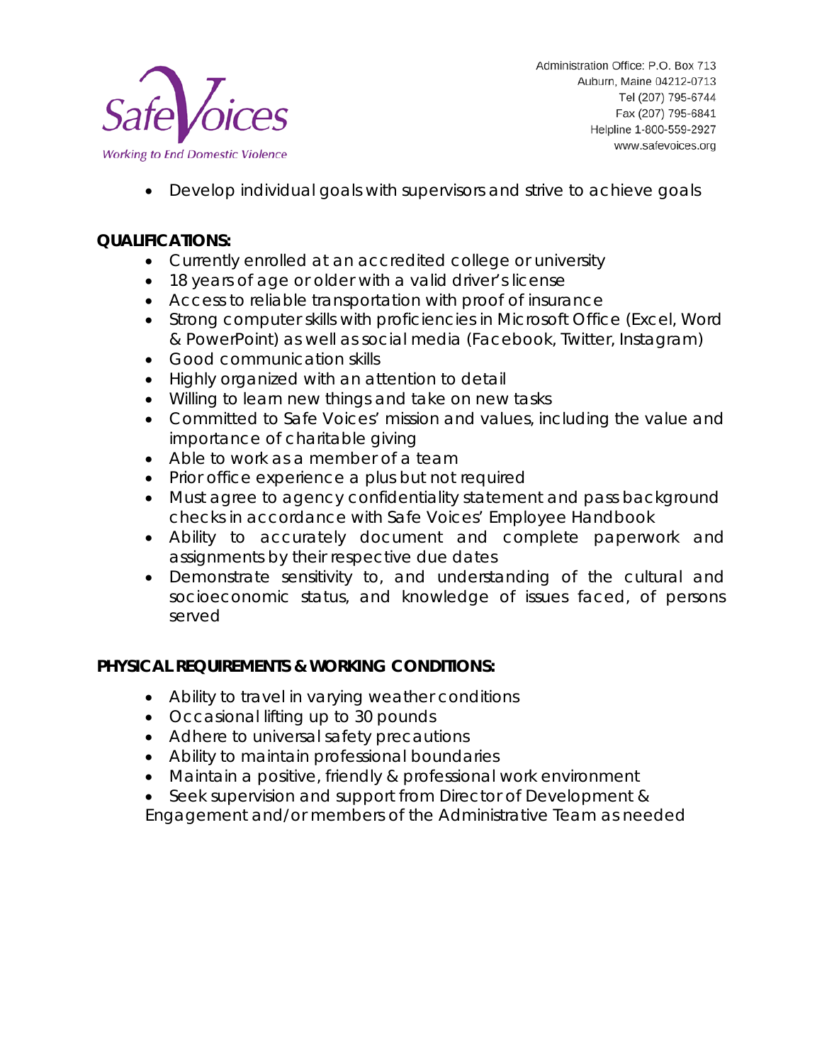- Develop individual goals with supervisors and strive to achieve goals

**QUALIFICATIONS:**

- Currently enrolled at an accredited college or university
- 18 years of age or older with a valid driver's license
- Access to reliable transportation with proof of insurance
- Strong computer skills with proficiencies in Microsoft Office (Excel, Word & PowerPoint) as well as social media (Facebook, Twitter, Instagram)
- Good communication skills
- Highly organized with an attention to detail
- Willing to learn new things and take on new tasks
- Committed to Safe Voices' mission and values, including the value and importance of charitable giving
- Able to work as a member of a team
- Prior office experience a plus but not required
- Must agree to agency confidentiality statement and pass background checks in accordance with Safe Voices' Employee Handbook
- Ability to accurately document and complete paperwork and assignments by their respective due dates
- Demonstrate sensitivity to, and understanding of the cultural and socioeconomic status, and knowledge of issues faced, of persons served

**PHYSICAL REQUIREMENTS & WORKING CONDITIONS:**

- Ability to travel in varying weather conditions
- Occasional lifting up to 30 pounds
- Adhere to universal safety precautions
- Ability to maintain professional boundaries
- Maintain a positive, friendly & professional work environment
- Seek supervision and support from Director of Development & Engagement and/or members of the Administrative Team as needed